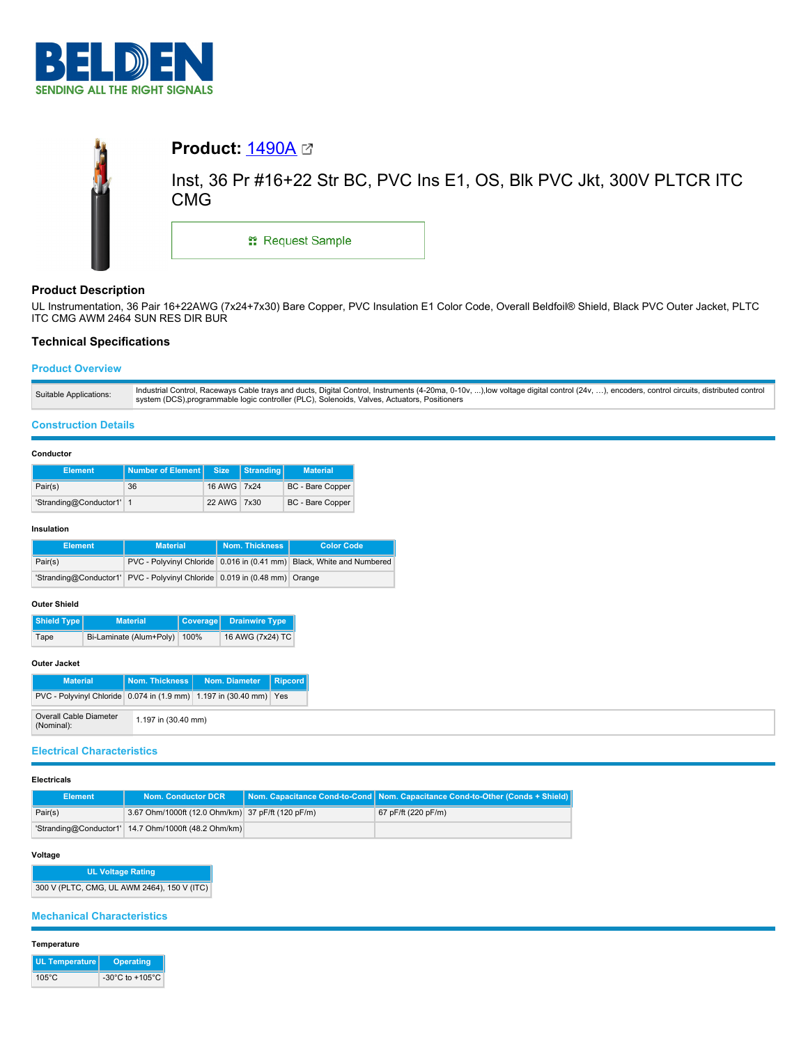# BELDEN

SENDING ALL THE RIGHT SIGNALS

## Product: 1490A

Inst, 36 Pr #16+22 Str BC, PVC Ins E1, OS, Blk PVC Jkt, 300V PLTCR ITC CMG

Request Sample

### Product Description

UL Instrumentation, 36 Pair 16+22AWG (7x24+7x30) Bare Copper, PVC Insulation E1 Color Code, Overall Beldfoil® Shield, Black PVC Outer Jacket, PLTC ITC CMG AWM 2464 SUN RES DIR BUR

### Technical Specifications

#### Product Overview

| | |
|---|---|
| Suitable Applications: | Industrial Control, Raceways Cable trays and ducts, Digital Control, Instruments (4-20ma, 0-10v, ...),low voltage digital control (24v, …), encoders, control circuits, distributed control system (DCS),programmable logic controller (PLC), Solenoids, Valves, Actuators, Positioners |

#### Construction Details

**Conductor**

| Element | Number of Element | Size | Stranding | Material |
|---|---|---|---|---|
| Pair(s) | 36 | 16 AWG | 7x24 | BC - Bare Copper |
| 'Stranding@Conductor1' | 1 | 22 AWG | 7x30 | BC - Bare Copper |

**Insulation**

| Element | Material | Nom. Thickness | Color Code |
|---|---|---|---|
| Pair(s) | PVC - Polyvinyl Chloride | 0.016 in (0.41 mm) | Black, White and Numbered |
| 'Stranding@Conductor1' | PVC - Polyvinyl Chloride | 0.019 in (0.48 mm) | Orange |

**Outer Shield**

| Shield Type | Material | Coverage | Drainwire Type |
|---|---|---|---|
| Tape | Bi-Laminate (Alum+Poly) | 100% | 16 AWG (7x24) TC |

**Outer Jacket**

| Material | Nom. Thickness | Nom. Diameter | Ripcord |
|---|---|---|---|
| PVC - Polyvinyl Chloride | 0.074 in (1.9 mm) | 1.197 in (30.40 mm) | Yes |

| | |
|---|---|
| Overall Cable Diameter (Nominal): | 1.197 in (30.40 mm) |

#### Electrical Characteristics

**Electricals**

| Element | Nom. Conductor DCR | Nom. Capacitance Cond-to-Cond | Nom. Capacitance Cond-to-Other (Conds + Shield) |
|---|---|---|---|
| Pair(s) | 3.67 Ohm/1000ft (12.0 Ohm/km) | 37 pF/ft (120 pF/m) | 67 pF/ft (220 pF/m) |
| 'Stranding@Conductor1' | 14.7 Ohm/1000ft (48.2 Ohm/km) | | |

**Voltage**

| UL Voltage Rating |
|---|
| 300 V (PLTC, CMG, UL AWM 2464), 150 V (ITC) |

#### Mechanical Characteristics

**Temperature**

| UL Temperature | Operating |
|---|---|
| 105°C | -30°C to +105°C |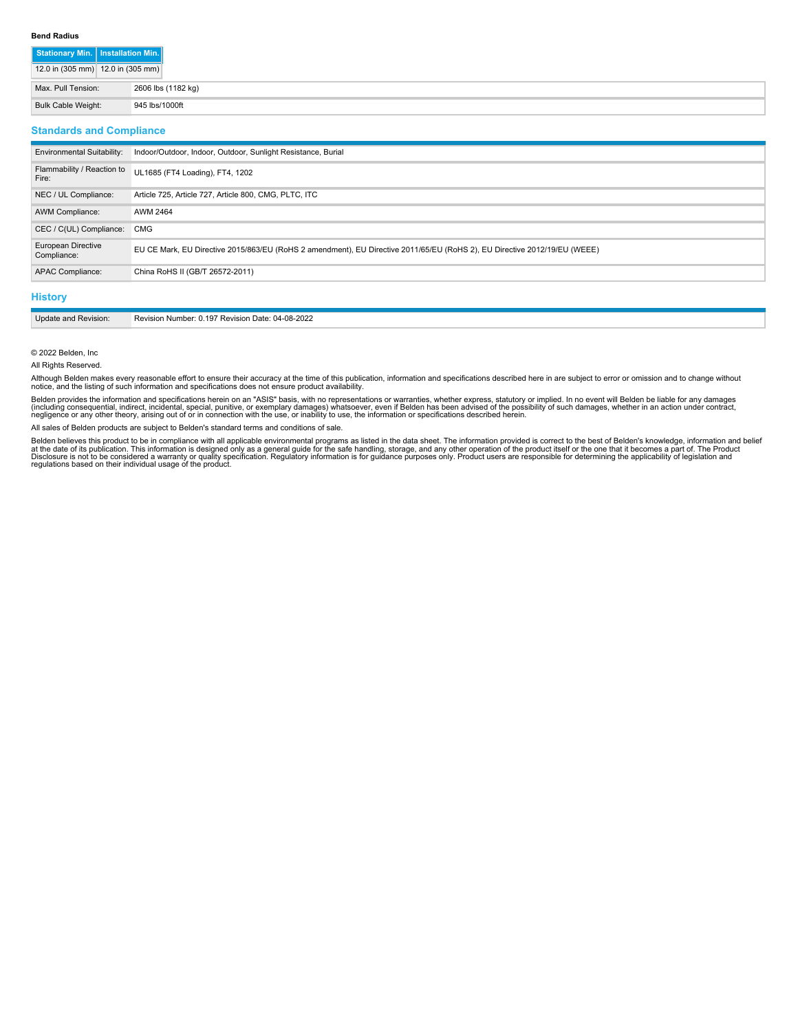**Bend Radius**

| Stationary Min. | Installation Min. |
| --- | --- |
| 12.0 in (305 mm) | 12.0 in (305 mm) |

| | |
| --- | --- |
| Max. Pull Tension: | 2606 lbs (1182 kg) |
| Bulk Cable Weight: | 945 lbs/1000ft |

## Standards and Compliance

| | |
| --- | --- |
| Environmental Suitability: | Indoor/Outdoor, Indoor, Outdoor, Sunlight Resistance, Burial |
| Flammability / Reaction to Fire: | UL1685 (FT4 Loading), FT4, 1202 |
| NEC / UL Compliance: | Article 725, Article 727, Article 800, CMG, PLTC, ITC |
| AWM Compliance: | AWM 2464 |
| CEC / C(UL) Compliance: | CMG |
| European Directive Compliance: | EU CE Mark, EU Directive 2015/863/EU (RoHS 2 amendment), EU Directive 2011/65/EU (RoHS 2), EU Directive 2012/19/EU (WEEE) |
| APAC Compliance: | China RoHS II (GB/T 26572-2011) |

## History

| | |
| --- | --- |
| Update and Revision: | Revision Number: 0.197 Revision Date: 04-08-2022 |

© 2022 Belden, Inc

All Rights Reserved.

Although Belden makes every reasonable effort to ensure their accuracy at the time of this publication, information and specifications described here in are subject to error or omission and to change without notice, and the listing of such information and specifications does not ensure product availability.

Belden provides the information and specifications herein on an "ASIS" basis, with no representations or warranties, whether express, statutory or implied. In no event will Belden be liable for any damages (including consequential, indirect, incidental, special, punitive, or exemplary damages) whatsoever, even if Belden has been advised of the possibility of such damages, whether in an action under contract, negligence or any other theory, arising out of or in connection with the use, or inability to use, the information or specifications described herein.

All sales of Belden products are subject to Belden's standard terms and conditions of sale.

Belden believes this product to be in compliance with all applicable environmental programs as listed in the data sheet. The information provided is correct to the best of Belden's knowledge, information and belief at the date of its publication. This information is designed only as a general guide for the safe handling, storage, and any other operation of the product itself or the one that it becomes a part of. The Product Disclosure is not to be considered a warranty or quality specification. Regulatory information is for guidance purposes only. Product users are responsible for determining the applicability of legislation and regulations based on their individual usage of the product.